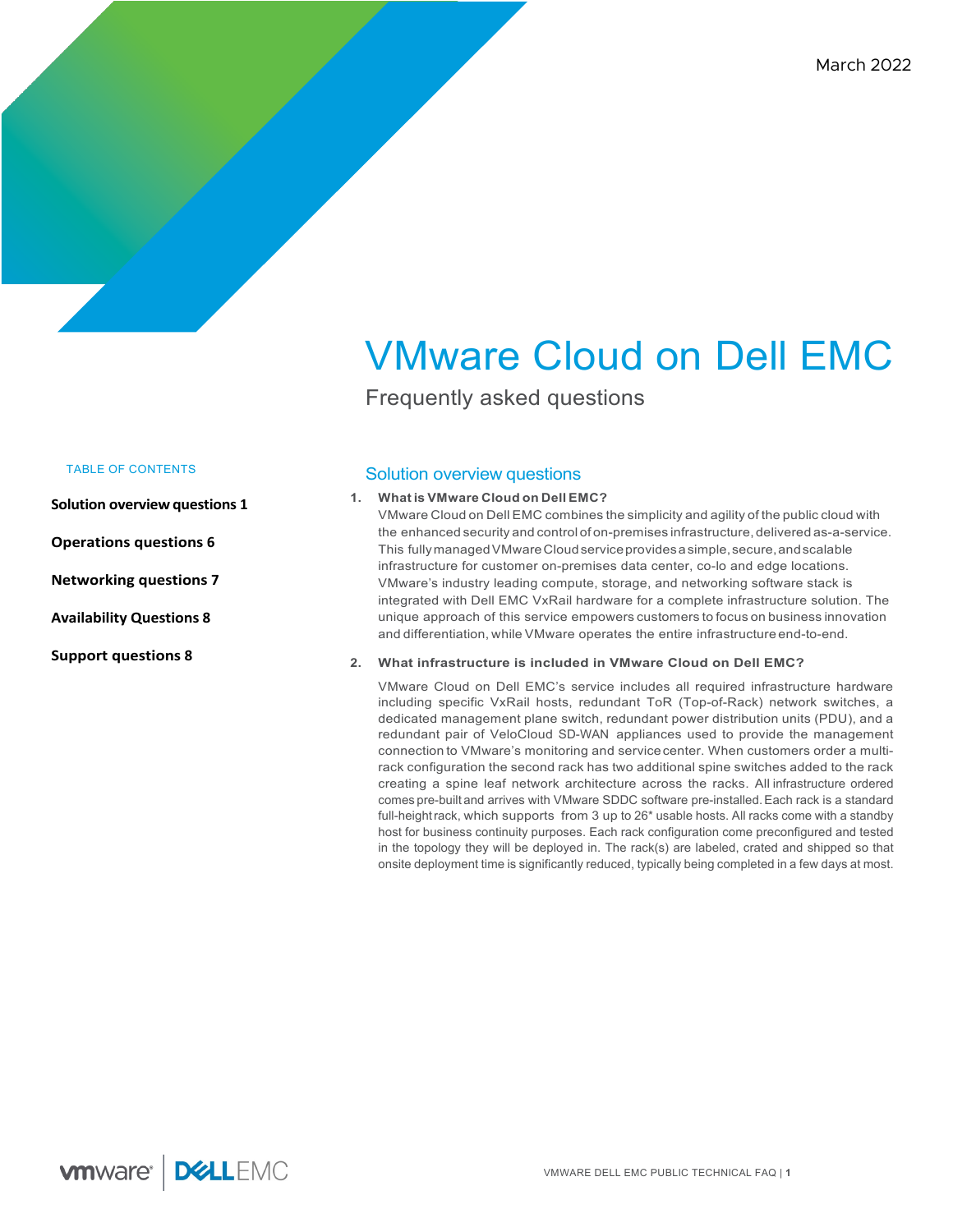March 2022

# VMware Cloud on Dell EMC

Frequently asked questions

TABLE OF CONTENTS

**Solution overview questions 1**

**Operations questions 6**

**Networking questions 7**

**Availability Questions 8**

**Support questions 8**

## Solution overview questions

1. **What is VMware Cloud on Dell EMC?**

   VMware Cloud on Dell EMC combines the simplicity and agility of the public cloud with the enhanced security and control of on-premises infrastructure, delivered as-a-service. This fully managed VMware Cloud service provides a simple, secure, and scalable infrastructure for customer on-premises data center, co-lo and edge locations. VMware's industry leading compute, storage, and networking software stack is integrated with Dell EMC VxRail hardware for a complete infrastructure solution. The unique approach of this service empowers customers to focus on business innovation and differentiation, while VMware operates the entire infrastructure end-to-end.

2. **What infrastructure is included in VMware Cloud on Dell EMC?**

   VMware Cloud on Dell EMC's service includes all required infrastructure hardware including specific VxRail hosts, redundant ToR (Top-of-Rack) network switches, a dedicated management plane switch, redundant power distribution units (PDU), and a redundant pair of VeloCloud SD-WAN appliances used to provide the management connection to VMware's monitoring and service center. When customers order a multi-rack configuration the second rack has two additional spine switches added to the rack creating a spine leaf network architecture across the racks. All infrastructure ordered comes pre-built and arrives with VMware SDDC software pre-installed. Each rack is a standard full-height rack, which supports from 3 up to 26* usable hosts. All racks come with a standby host for business continuity purposes. Each rack configuration come preconfigured and tested in the topology they will be deployed in. The rack(s) are labeled, crated and shipped so that onsite deployment time is significantly reduced, typically being completed in a few days at most.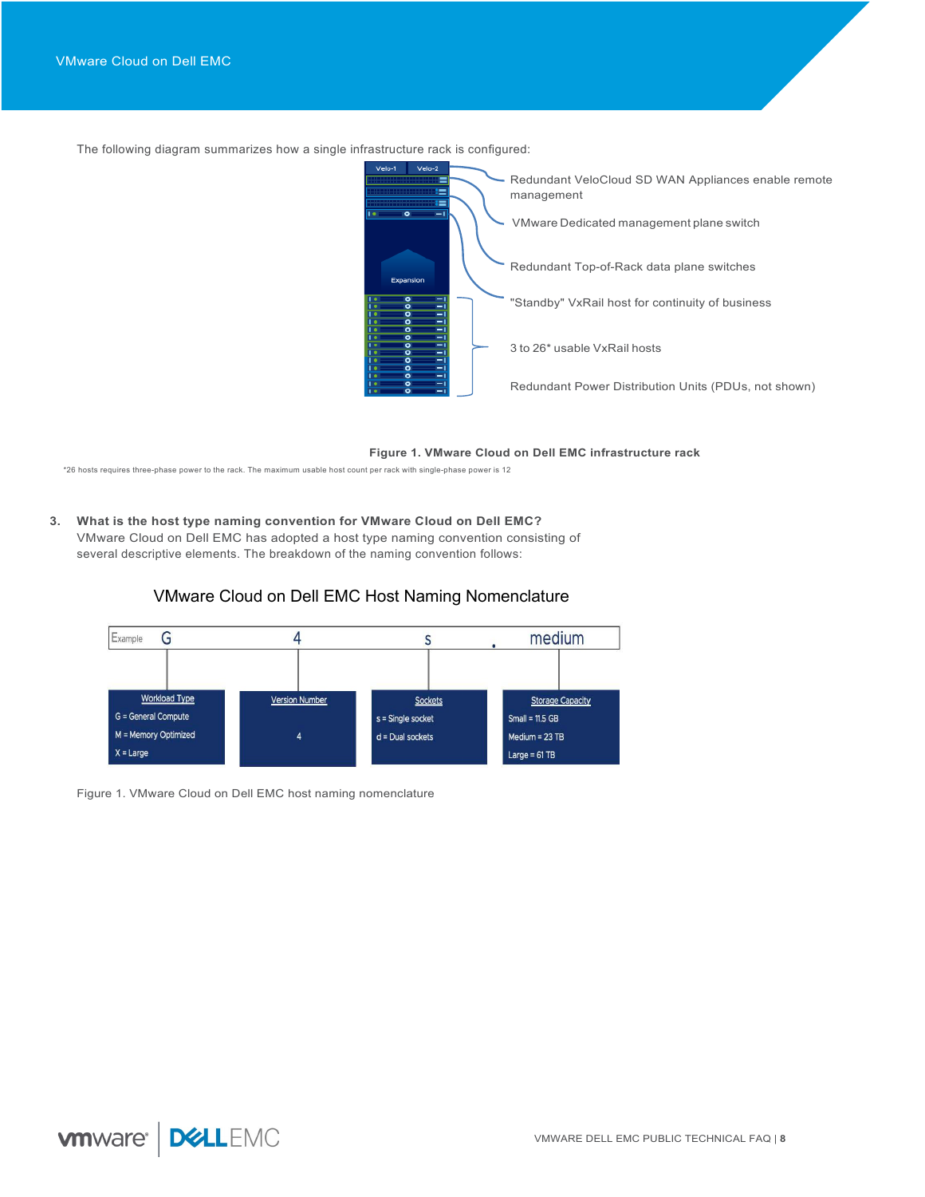The following diagram summarizes how a single infrastructure rack is configured:

Velo-1 | Velo-2

Expansion

- Redundant VeloCloud SD WAN Appliances enable remote management
- VMware Dedicated management plane switch
- Redundant Top-of-Rack data plane switches
- "Standby" VxRail host for continuity of business
- 3 to 26* usable VxRail hosts
- Redundant Power Distribution Units (PDUs, not shown)

**Figure 1. VMware Cloud on Dell EMC infrastructure rack**

*26 hosts requires three-phase power to the rack. The maximum usable host count per rack with single-phase power is 12

3. **What is the host type naming convention for VMware Cloud on Dell EMC?**
   VMware Cloud on Dell EMC has adopted a host type naming convention consisting of several descriptive elements. The breakdown of the naming convention follows:

### VMware Cloud on Dell EMC Host Naming Nomenclature

Example: G 4 s . medium

| Workload Type | Version Number | Sockets | Storage Capacity |
| --- | --- | --- | --- |
| G = General Compute<br>M = Memory Optimized<br>X = Large | 4 | s = Single socket<br>d = Dual sockets | Small = 11.5 GB<br>Medium = 23 TB<br>Large = 61 TB |

Figure 1. VMware Cloud on Dell EMC host naming nomenclature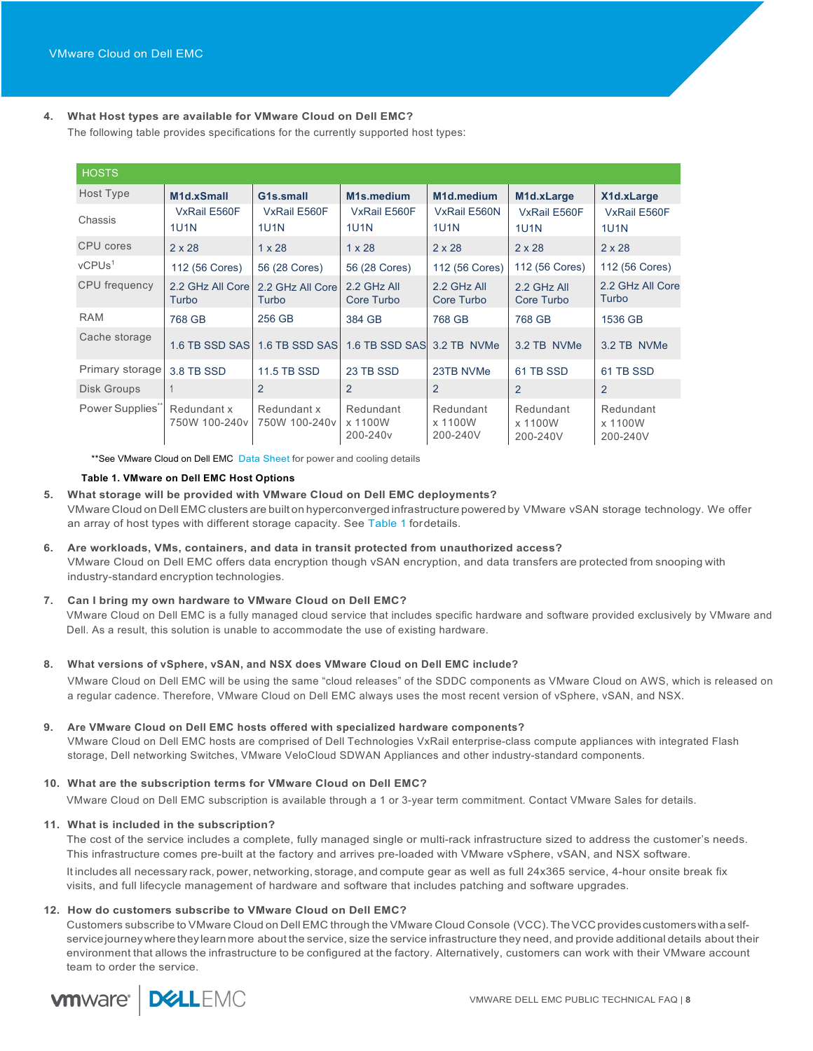4. **What Host types are available for VMware Cloud on Dell EMC?**
   The following table provides specifications for the currently supported host types:

| HOSTS | | | | | | |
|---|---|---|---|---|---|---|
| Host Type | **M1d.xSmall** | **G1s.small** | **M1s.medium** | **M1d.medium** | **M1d.xLarge** | **X1d.xLarge** |
| Chassis | VxRail E560F 1U1N | VxRail E560F 1U1N | VxRail E560F 1U1N | VxRail E560N 1U1N | VxRail E560F 1U1N | VxRail E560F 1U1N |
| CPU cores | 2 x 28 | 1 x 28 | 1 x 28 | 2 x 28 | 2 x 28 | 2 x 28 |
| vCPUs[1] | 112 (56 Cores) | 56 (28 Cores) | 56 (28 Cores) | 112 (56 Cores) | 112 (56 Cores) | 112 (56 Cores) |
| CPU frequency | 2.2 GHz All Core Turbo | 2.2 GHz All Core Turbo | 2.2 GHz All Core Turbo | 2.2 GHz All Core Turbo | 2.2 GHz All Core Turbo | 2.2 GHz All Core Turbo |
| RAM | 768 GB | 256 GB | 384 GB | 768 GB | 768 GB | 1536 GB |
| Cache storage | 1.6 TB SSD SAS | 1.6 TB SSD SAS | 1.6 TB SSD SAS | 3.2 TB NVMe | 3.2 TB NVMe | 3.2 TB NVMe |
| Primary storage | 3.8 TB SSD | 11.5 TB SSD | 23 TB SSD | 23TB NVMe | 61 TB SSD | 61 TB SSD |
| Disk Groups | 1 | 2 | 2 | 2 | 2 | 2 |
| Power Supplies** | Redundant x 750W 100-240v | Redundant x 750W 100-240v | Redundant x 1100W 200-240v | Redundant x 1100W 200-240V | Redundant x 1100W 200-240V | Redundant x 1100W 200-240V |

**See VMware Cloud on Dell EMC Data Sheet for power and cooling details

**Table 1. VMware on Dell EMC Host Options**

5. **What storage will be provided with VMware Cloud on Dell EMC deployments?**
   VMware Cloud on Dell EMC clusters are built on hyperconverged infrastructure powered by VMware vSAN storage technology. We offer an array of host types with different storage capacity. See Table 1 for details.

6. **Are workloads, VMs, containers, and data in transit protected from unauthorized access?**
   VMware Cloud on Dell EMC offers data encryption though vSAN encryption, and data transfers are protected from snooping with industry-standard encryption technologies.

7. **Can I bring my own hardware to VMware Cloud on Dell EMC?**
   VMware Cloud on Dell EMC is a fully managed cloud service that includes specific hardware and software provided exclusively by VMware and Dell. As a result, this solution is unable to accommodate the use of existing hardware.

8. **What versions of vSphere, vSAN, and NSX does VMware Cloud on Dell EMC include?**
   VMware Cloud on Dell EMC will be using the same "cloud releases" of the SDDC components as VMware Cloud on AWS, which is released on a regular cadence. Therefore, VMware Cloud on Dell EMC always uses the most recent version of vSphere, vSAN, and NSX.

9. **Are VMware Cloud on Dell EMC hosts offered with specialized hardware components?**
   VMware Cloud on Dell EMC hosts are comprised of Dell Technologies VxRail enterprise-class compute appliances with integrated Flash storage, Dell networking Switches, VMware VeloCloud SDWAN Appliances and other industry-standard components.

10. **What are the subscription terms for VMware Cloud on Dell EMC?**
    VMware Cloud on Dell EMC subscription is available through a 1 or 3-year term commitment. Contact VMware Sales for details.

11. **What is included in the subscription?**
    The cost of the service includes a complete, fully managed single or multi-rack infrastructure sized to address the customer's needs. This infrastructure comes pre-built at the factory and arrives pre-loaded with VMware vSphere, vSAN, and NSX software.

    It includes all necessary rack, power, networking, storage, and compute gear as well as full 24x365 service, 4-hour onsite break fix visits, and full lifecycle management of hardware and software that includes patching and software upgrades.

12. **How do customers subscribe to VMware Cloud on Dell EMC?**
    Customers subscribe to VMware Cloud on Dell EMC through the VMware Cloud Console (VCC). The VCC provides customers with a self-service journey where they learn more about the service, size the service infrastructure they need, and provide additional details about their environment that allows the infrastructure to be configured at the factory. Alternatively, customers can work with their VMware account team to order the service.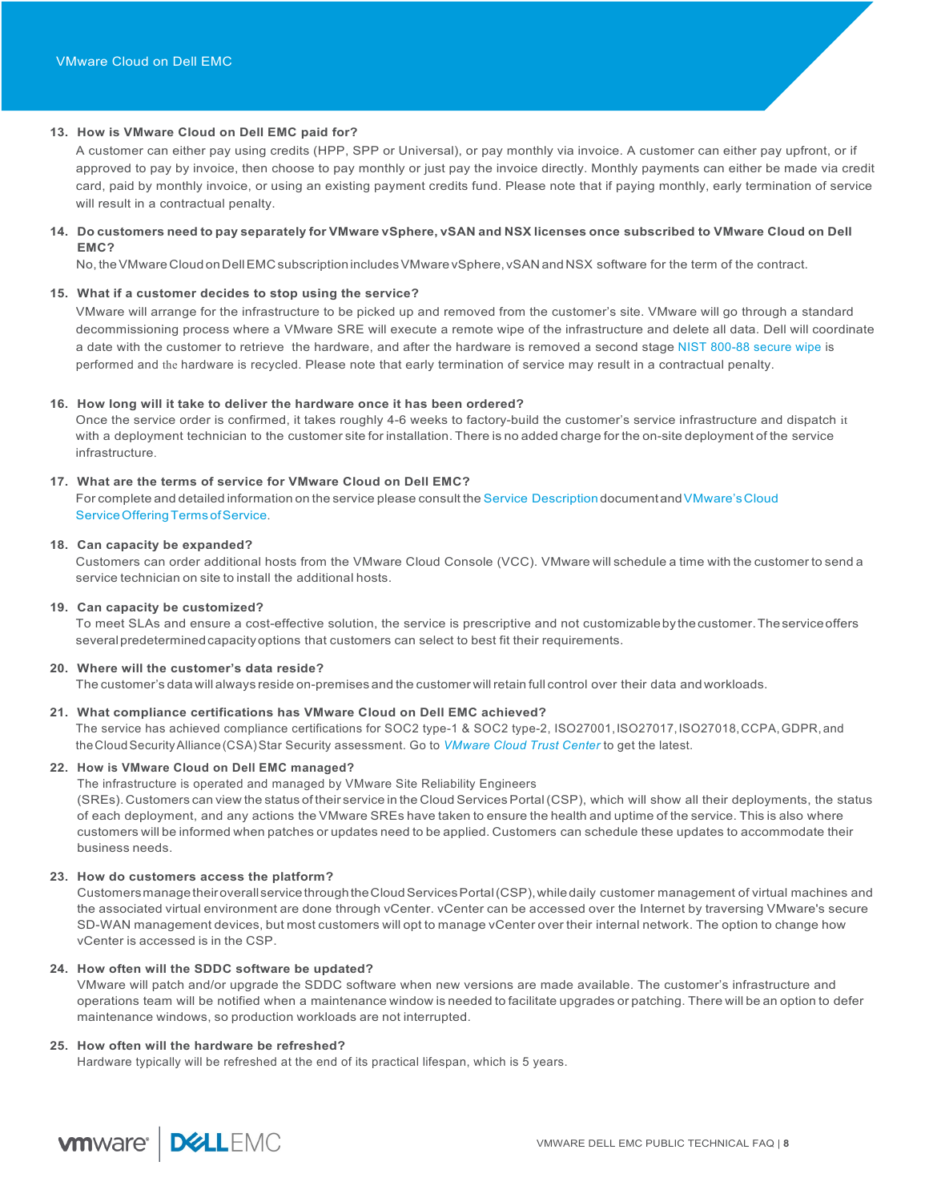13. **How is VMware Cloud on Dell EMC paid for?**

    A customer can either pay using credits (HPP, SPP or Universal), or pay monthly via invoice. A customer can either pay upfront, or if approved to pay by invoice, then choose to pay monthly or just pay the invoice directly. Monthly payments can either be made via credit card, paid by monthly invoice, or using an existing payment credits fund. Please note that if paying monthly, early termination of service will result in a contractual penalty.

14. **Do customers need to pay separately for VMware vSphere, vSAN and NSX licenses once subscribed to VMware Cloud on Dell EMC?**

    No, the VMware Cloud on Dell EMC subscription includes VMware vSphere, vSAN and NSX software for the term of the contract.

15. **What if a customer decides to stop using the service?**

    VMware will arrange for the infrastructure to be picked up and removed from the customer's site. VMware will go through a standard decommissioning process where a VMware SRE will execute a remote wipe of the infrastructure and delete all data. Dell will coordinate a date with the customer to retrieve the hardware, and after the hardware is removed a second stage NIST 800-88 secure wipe is performed and the hardware is recycled. Please note that early termination of service may result in a contractual penalty.

16. **How long will it take to deliver the hardware once it has been ordered?**

    Once the service order is confirmed, it takes roughly 4-6 weeks to factory-build the customer's service infrastructure and dispatch it with a deployment technician to the customer site for installation. There is no added charge for the on-site deployment of the service infrastructure.

17. **What are the terms of service for VMware Cloud on Dell EMC?**

    For complete and detailed information on the service please consult the Service Description document and VMware's Cloud Service Offering Terms of Service.

18. **Can capacity be expanded?**

    Customers can order additional hosts from the VMware Cloud Console (VCC). VMware will schedule a time with the customer to send a service technician on site to install the additional hosts.

19. **Can capacity be customized?**

    To meet SLAs and ensure a cost-effective solution, the service is prescriptive and not customizable by the customer. The service offers several predetermined capacity options that customers can select to best fit their requirements.

20. **Where will the customer's data reside?**

    The customer's data will always reside on-premises and the customer will retain full control over their data and workloads.

21. **What compliance certifications has VMware Cloud on Dell EMC achieved?**

    The service has achieved compliance certifications for SOC2 type-1 & SOC2 type-2, ISO27001, ISO27017, ISO27018, CCPA, GDPR, and the Cloud Security Alliance (CSA) Star Security assessment. Go to *VMware Cloud Trust Center* to get the latest.

22. **How is VMware Cloud on Dell EMC managed?**

    The infrastructure is operated and managed by VMware Site Reliability Engineers (SREs). Customers can view the status of their service in the Cloud Services Portal (CSP), which will show all their deployments, the status of each deployment, and any actions the VMware SREs have taken to ensure the health and uptime of the service. This is also where customers will be informed when patches or updates need to be applied. Customers can schedule these updates to accommodate their business needs.

23. **How do customers access the platform?**

    Customers manage their overall service through the Cloud Services Portal (CSP), while daily customer management of virtual machines and the associated virtual environment are done through vCenter. vCenter can be accessed over the Internet by traversing VMware's secure SD-WAN management devices, but most customers will opt to manage vCenter over their internal network. The option to change how vCenter is accessed is in the CSP.

24. **How often will the SDDC software be updated?**

    VMware will patch and/or upgrade the SDDC software when new versions are made available. The customer's infrastructure and operations team will be notified when a maintenance window is needed to facilitate upgrades or patching. There will be an option to defer maintenance windows, so production workloads are not interrupted.

25. **How often will the hardware be refreshed?**

    Hardware typically will be refreshed at the end of its practical lifespan, which is 5 years.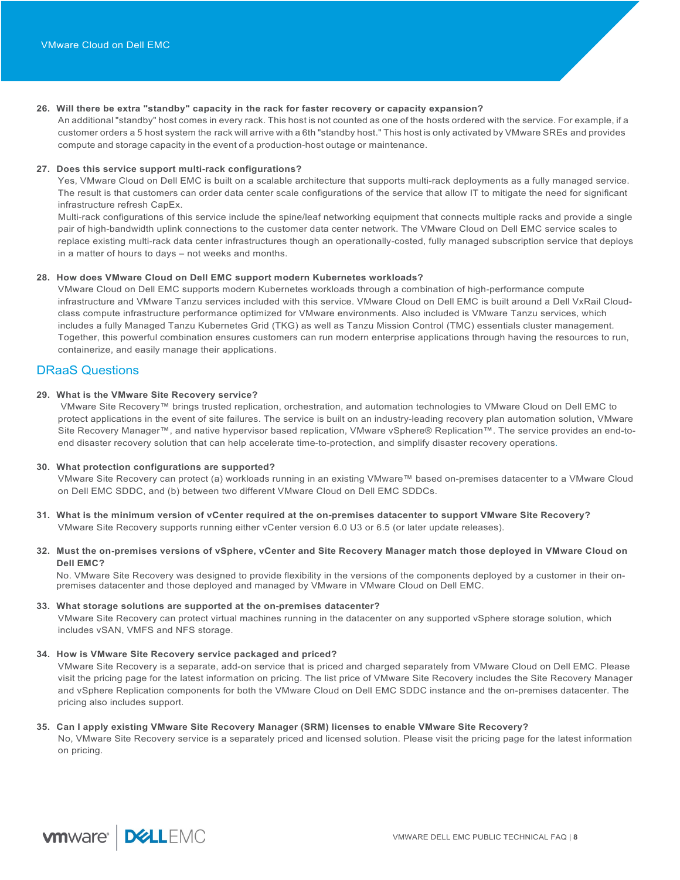**26. Will there be extra "standby" capacity in the rack for faster recovery or capacity expansion?**

An additional "standby" host comes in every rack. This host is not counted as one of the hosts ordered with the service. For example, if a customer orders a 5 host system the rack will arrive with a 6th "standby host." This host is only activated by VMware SREs and provides compute and storage capacity in the event of a production-host outage or maintenance.

**27. Does this service support multi-rack configurations?**

Yes, VMware Cloud on Dell EMC is built on a scalable architecture that supports multi-rack deployments as a fully managed service. The result is that customers can order data center scale configurations of the service that allow IT to mitigate the need for significant infrastructure refresh CapEx.

Multi-rack configurations of this service include the spine/leaf networking equipment that connects multiple racks and provide a single pair of high-bandwidth uplink connections to the customer data center network. The VMware Cloud on Dell EMC service scales to replace existing multi-rack data center infrastructures though an operationally-costed, fully managed subscription service that deploys in a matter of hours to days – not weeks and months.

**28. How does VMware Cloud on Dell EMC support modern Kubernetes workloads?**

VMware Cloud on Dell EMC supports modern Kubernetes workloads through a combination of high-performance compute infrastructure and VMware Tanzu services included with this service. VMware Cloud on Dell EMC is built around a Dell VxRail Cloud-class compute infrastructure performance optimized for VMware environments. Also included is VMware Tanzu services, which includes a fully Managed Tanzu Kubernetes Grid (TKG) as well as Tanzu Mission Control (TMC) essentials cluster management. Together, this powerful combination ensures customers can run modern enterprise applications through having the resources to run, containerize, and easily manage their applications.

## DRaaS Questions

**29. What is the VMware Site Recovery service?**

VMware Site Recovery™ brings trusted replication, orchestration, and automation technologies to VMware Cloud on Dell EMC to protect applications in the event of site failures. The service is built on an industry-leading recovery plan automation solution, VMware Site Recovery Manager™, and native hypervisor based replication, VMware vSphere® Replication™. The service provides an end-to-end disaster recovery solution that can help accelerate time-to-protection, and simplify disaster recovery operations.

**30. What protection configurations are supported?**

VMware Site Recovery can protect (a) workloads running in an existing VMware™ based on-premises datacenter to a VMware Cloud on Dell EMC SDDC, and (b) between two different VMware Cloud on Dell EMC SDDCs.

**31. What is the minimum version of vCenter required at the on-premises datacenter to support VMware Site Recovery?**

VMware Site Recovery supports running either vCenter version 6.0 U3 or 6.5 (or later update releases).

**32. Must the on-premises versions of vSphere, vCenter and Site Recovery Manager match those deployed in VMware Cloud on Dell EMC?**

No. VMware Site Recovery was designed to provide flexibility in the versions of the components deployed by a customer in their on-premises datacenter and those deployed and managed by VMware in VMware Cloud on Dell EMC.

**33. What storage solutions are supported at the on-premises datacenter?**

VMware Site Recovery can protect virtual machines running in the datacenter on any supported vSphere storage solution, which includes vSAN, VMFS and NFS storage.

**34. How is VMware Site Recovery service packaged and priced?**

VMware Site Recovery is a separate, add-on service that is priced and charged separately from VMware Cloud on Dell EMC. Please visit the pricing page for the latest information on pricing. The list price of VMware Site Recovery includes the Site Recovery Manager and vSphere Replication components for both the VMware Cloud on Dell EMC SDDC instance and the on-premises datacenter. The pricing also includes support.

**35. Can I apply existing VMware Site Recovery Manager (SRM) licenses to enable VMware Site Recovery?**

No, VMware Site Recovery service is a separately priced and licensed solution. Please visit the pricing page for the latest information on pricing.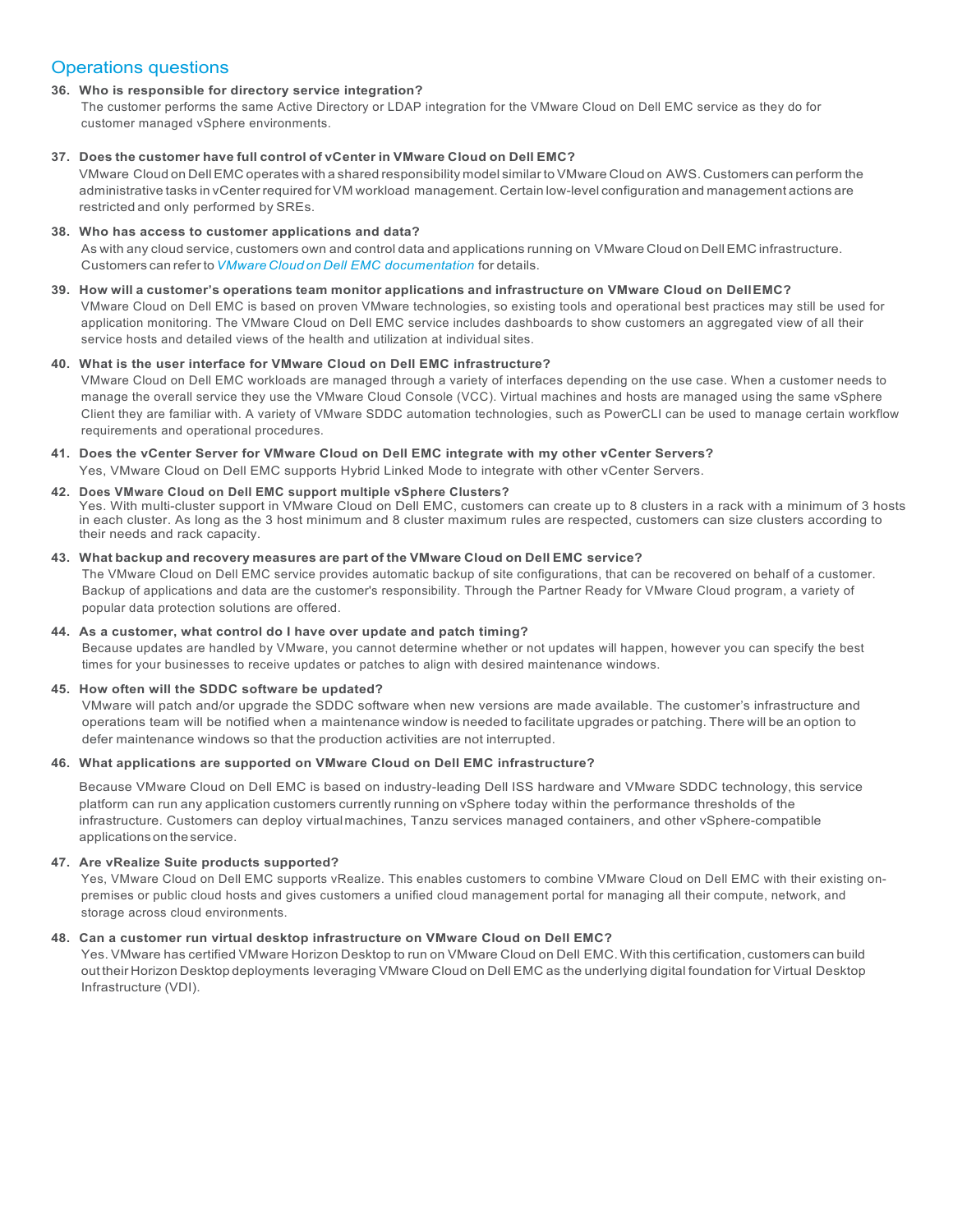## Operations questions

36. **Who is responsible for directory service integration?**
    The customer performs the same Active Directory or LDAP integration for the VMware Cloud on Dell EMC service as they do for customer managed vSphere environments.

37. **Does the customer have full control of vCenter in VMware Cloud on Dell EMC?**
    VMware Cloud on Dell EMC operates with a shared responsibility model similar to VMware Cloud on AWS. Customers can perform the administrative tasks in vCenter required for VM workload management. Certain low-level configuration and management actions are restricted and only performed by SREs.

38. **Who has access to customer applications and data?**
    As with any cloud service, customers own and control data and applications running on VMware Cloud on Dell EMC infrastructure. Customers can refer to *VMware Cloud on Dell EMC documentation* for details.

39. **How will a customer's operations team monitor applications and infrastructure on VMware Cloud on Dell EMC?**
    VMware Cloud on Dell EMC is based on proven VMware technologies, so existing tools and operational best practices may still be used for application monitoring. The VMware Cloud on Dell EMC service includes dashboards to show customers an aggregated view of all their service hosts and detailed views of the health and utilization at individual sites.

40. **What is the user interface for VMware Cloud on Dell EMC infrastructure?**
    VMware Cloud on Dell EMC workloads are managed through a variety of interfaces depending on the use case. When a customer needs to manage the overall service they use the VMware Cloud Console (VCC). Virtual machines and hosts are managed using the same vSphere Client they are familiar with. A variety of VMware SDDC automation technologies, such as PowerCLI can be used to manage certain workflow requirements and operational procedures.

41. **Does the vCenter Server for VMware Cloud on Dell EMC integrate with my other vCenter Servers?**
    Yes, VMware Cloud on Dell EMC supports Hybrid Linked Mode to integrate with other vCenter Servers.

42. **Does VMware Cloud on Dell EMC support multiple vSphere Clusters?**
    Yes. With multi-cluster support in VMware Cloud on Dell EMC, customers can create up to 8 clusters in a rack with a minimum of 3 hosts in each cluster. As long as the 3 host minimum and 8 cluster maximum rules are respected, customers can size clusters according to their needs and rack capacity.

43. **What backup and recovery measures are part of the VMware Cloud on Dell EMC service?**
    The VMware Cloud on Dell EMC service provides automatic backup of site configurations, that can be recovered on behalf of a customer. Backup of applications and data are the customer's responsibility. Through the Partner Ready for VMware Cloud program, a variety of popular data protection solutions are offered.

44. **As a customer, what control do I have over update and patch timing?**
    Because updates are handled by VMware, you cannot determine whether or not updates will happen, however you can specify the best times for your businesses to receive updates or patches to align with desired maintenance windows.

45. **How often will the SDDC software be updated?**
    VMware will patch and/or upgrade the SDDC software when new versions are made available. The customer's infrastructure and operations team will be notified when a maintenance window is needed to facilitate upgrades or patching. There will be an option to defer maintenance windows so that the production activities are not interrupted.

46. **What applications are supported on VMware Cloud on Dell EMC infrastructure?**
    Because VMware Cloud on Dell EMC is based on industry-leading Dell ISS hardware and VMware SDDC technology, this service platform can run any application customers currently running on vSphere today within the performance thresholds of the infrastructure. Customers can deploy virtual machines, Tanzu services managed containers, and other vSphere-compatible applications on the service.

47. **Are vRealize Suite products supported?**
    Yes, VMware Cloud on Dell EMC supports vRealize. This enables customers to combine VMware Cloud on Dell EMC with their existing on-premises or public cloud hosts and gives customers a unified cloud management portal for managing all their compute, network, and storage across cloud environments.

48. **Can a customer run virtual desktop infrastructure on VMware Cloud on Dell EMC?**
    Yes. VMware has certified VMware Horizon Desktop to run on VMware Cloud on Dell EMC. With this certification, customers can build out their Horizon Desktop deployments leveraging VMware Cloud on Dell EMC as the underlying digital foundation for Virtual Desktop Infrastructure (VDI).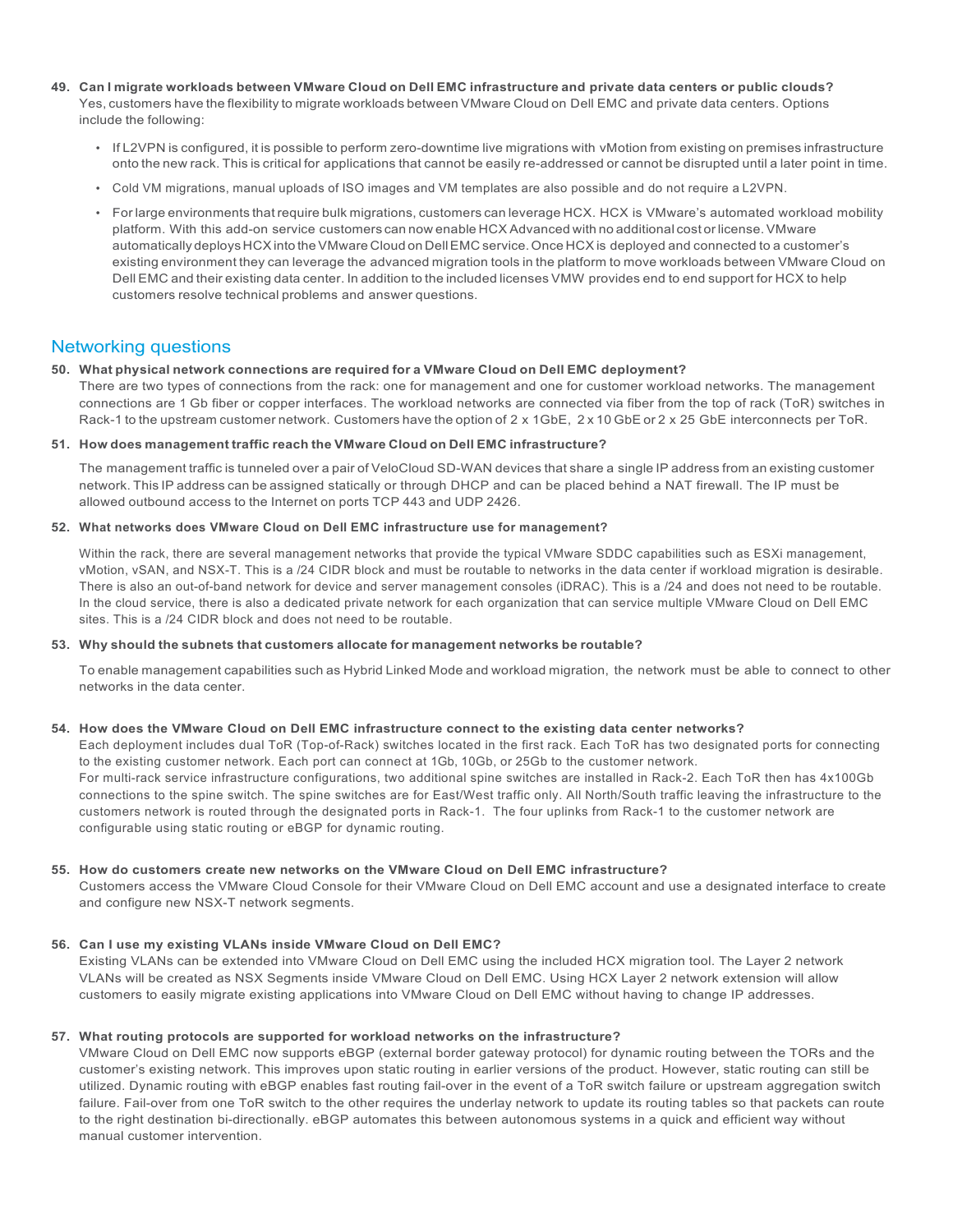49. **Can I migrate workloads between VMware Cloud on Dell EMC infrastructure and private data centers or public clouds?**
    Yes, customers have the flexibility to migrate workloads between VMware Cloud on Dell EMC and private data centers. Options include the following:

    - If L2VPN is configured, it is possible to perform zero-downtime live migrations with vMotion from existing on premises infrastructure onto the new rack. This is critical for applications that cannot be easily re-addressed or cannot be disrupted until a later point in time.
    - Cold VM migrations, manual uploads of ISO images and VM templates are also possible and do not require a L2VPN.
    - For large environments that require bulk migrations, customers can leverage HCX. HCX is VMware's automated workload mobility platform. With this add-on service customers can now enable HCX Advanced with no additional cost or license. VMware automatically deploys HCX into the VMware Cloud on Dell EMC service. Once HCX is deployed and connected to a customer's existing environment they can leverage the advanced migration tools in the platform to move workloads between VMware Cloud on Dell EMC and their existing data center. In addition to the included licenses VMW provides end to end support for HCX to help customers resolve technical problems and answer questions.

## Networking questions

50. **What physical network connections are required for a VMware Cloud on Dell EMC deployment?**
    There are two types of connections from the rack: one for management and one for customer workload networks. The management connections are 1 Gb fiber or copper interfaces. The workload networks are connected via fiber from the top of rack (ToR) switches in Rack-1 to the upstream customer network. Customers have the option of 2 x 1GbE, 2 x 10 GbE or 2 x 25 GbE interconnects per ToR.

51. **How does management traffic reach the VMware Cloud on Dell EMC infrastructure?**

    The management traffic is tunneled over a pair of VeloCloud SD-WAN devices that share a single IP address from an existing customer network. This IP address can be assigned statically or through DHCP and can be placed behind a NAT firewall. The IP must be allowed outbound access to the Internet on ports TCP 443 and UDP 2426.

52. **What networks does VMware Cloud on Dell EMC infrastructure use for management?**

    Within the rack, there are several management networks that provide the typical VMware SDDC capabilities such as ESXi management, vMotion, vSAN, and NSX-T. This is a /24 CIDR block and must be routable to networks in the data center if workload migration is desirable. There is also an out-of-band network for device and server management consoles (iDRAC). This is a /24 and does not need to be routable. In the cloud service, there is also a dedicated private network for each organization that can service multiple VMware Cloud on Dell EMC sites. This is a /24 CIDR block and does not need to be routable.

53. **Why should the subnets that customers allocate for management networks be routable?**

    To enable management capabilities such as Hybrid Linked Mode and workload migration, the network must be able to connect to other networks in the data center.

54. **How does the VMware Cloud on Dell EMC infrastructure connect to the existing data center networks?**
    Each deployment includes dual ToR (Top-of-Rack) switches located in the first rack. Each ToR has two designated ports for connecting to the existing customer network. Each port can connect at 1Gb, 10Gb, or 25Gb to the customer network.
    For multi-rack service infrastructure configurations, two additional spine switches are installed in Rack-2. Each ToR then has 4x100Gb connections to the spine switch. The spine switches are for East/West traffic only. All North/South traffic leaving the infrastructure to the customers network is routed through the designated ports in Rack-1. The four uplinks from Rack-1 to the customer network are configurable using static routing or eBGP for dynamic routing.

55. **How do customers create new networks on the VMware Cloud on Dell EMC infrastructure?**
    Customers access the VMware Cloud Console for their VMware Cloud on Dell EMC account and use a designated interface to create and configure new NSX-T network segments.

56. **Can I use my existing VLANs inside VMware Cloud on Dell EMC?**
    Existing VLANs can be extended into VMware Cloud on Dell EMC using the included HCX migration tool. The Layer 2 network VLANs will be created as NSX Segments inside VMware Cloud on Dell EMC. Using HCX Layer 2 network extension will allow customers to easily migrate existing applications into VMware Cloud on Dell EMC without having to change IP addresses.

57. **What routing protocols are supported for workload networks on the infrastructure?**
    VMware Cloud on Dell EMC now supports eBGP (external border gateway protocol) for dynamic routing between the TORs and the customer's existing network. This improves upon static routing in earlier versions of the product. However, static routing can still be utilized. Dynamic routing with eBGP enables fast routing fail-over in the event of a ToR switch failure or upstream aggregation switch failure. Fail-over from one ToR switch to the other requires the underlay network to update its routing tables so that packets can route to the right destination bi-directionally. eBGP automates this between autonomous systems in a quick and efficient way without manual customer intervention.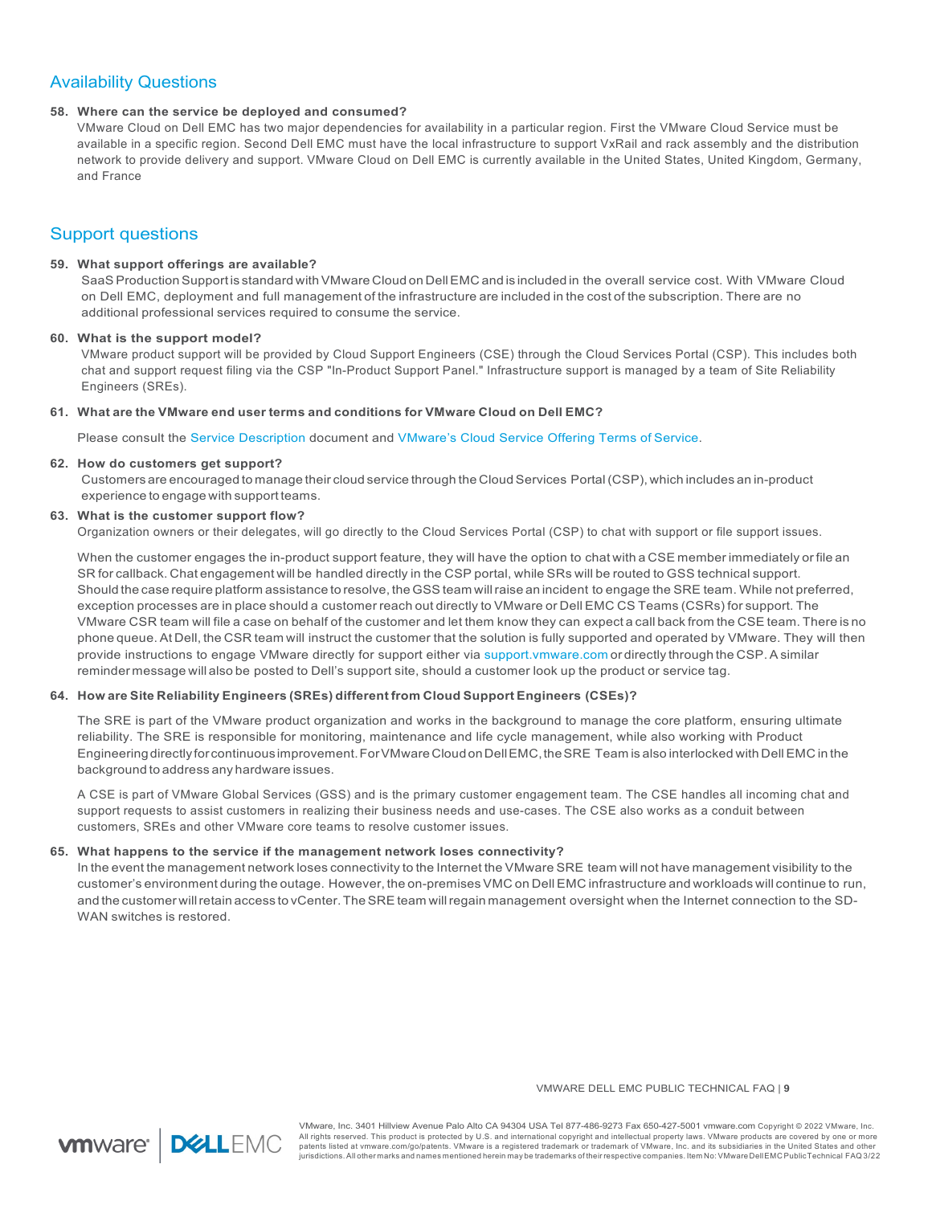## Availability Questions

**58. Where can the service be deployed and consumed?**

VMware Cloud on Dell EMC has two major dependencies for availability in a particular region. First the VMware Cloud Service must be available in a specific region. Second Dell EMC must have the local infrastructure to support VxRail and rack assembly and the distribution network to provide delivery and support. VMware Cloud on Dell EMC is currently available in the United States, United Kingdom, Germany, and France

## Support questions

**59. What support offerings are available?**

SaaS Production Support is standard with VMware Cloud on Dell EMC and is included in the overall service cost. With VMware Cloud on Dell EMC, deployment and full management of the infrastructure are included in the cost of the subscription. There are no additional professional services required to consume the service.

**60. What is the support model?**

VMware product support will be provided by Cloud Support Engineers (CSE) through the Cloud Services Portal (CSP). This includes both chat and support request filing via the CSP "In-Product Support Panel." Infrastructure support is managed by a team of Site Reliability Engineers (SREs).

**61. What are the VMware end user terms and conditions for VMware Cloud on Dell EMC?**

Please consult the Service Description document and VMware's Cloud Service Offering Terms of Service.

**62. How do customers get support?**

Customers are encouraged to manage their cloud service through the Cloud Services Portal (CSP), which includes an in-product experience to engage with support teams.

**63. What is the customer support flow?**

Organization owners or their delegates, will go directly to the Cloud Services Portal (CSP) to chat with support or file support issues.

When the customer engages the in-product support feature, they will have the option to chat with a CSE member immediately or file an SR for callback. Chat engagement will be handled directly in the CSP portal, while SRs will be routed to GSS technical support. Should the case require platform assistance to resolve, the GSS team will raise an incident to engage the SRE team. While not preferred, exception processes are in place should a customer reach out directly to VMware or Dell EMC CS Teams (CSRs) for support. The VMware CSR team will file a case on behalf of the customer and let them know they can expect a call back from the CSE team. There is no phone queue. At Dell, the CSR team will instruct the customer that the solution is fully supported and operated by VMware. They will then provide instructions to engage VMware directly for support either via support.vmware.com or directly through the CSP. A similar reminder message will also be posted to Dell's support site, should a customer look up the product or service tag.

**64. How are Site Reliability Engineers (SREs) different from Cloud Support Engineers (CSEs)?**

The SRE is part of the VMware product organization and works in the background to manage the core platform, ensuring ultimate reliability. The SRE is responsible for monitoring, maintenance and life cycle management, while also working with Product Engineering directly for continuous improvement. For VMware Cloud on Dell EMC, the SRE Team is also interlocked with Dell EMC in the background to address any hardware issues.

A CSE is part of VMware Global Services (GSS) and is the primary customer engagement team. The CSE handles all incoming chat and support requests to assist customers in realizing their business needs and use-cases. The CSE also works as a conduit between customers, SREs and other VMware core teams to resolve customer issues.

**65. What happens to the service if the management network loses connectivity?**

In the event the management network loses connectivity to the Internet the VMware SRE team will not have management visibility to the customer's environment during the outage. However, the on-premises VMC on Dell EMC infrastructure and workloads will continue to run, and the customer will retain access to vCenter. The SRE team will regain management oversight when the Internet connection to the SD-WAN switches is restored.

VMware, Inc. 3401 Hillview Avenue Palo Alto CA 94304 USA Tel 877-486-9273 Fax 650-427-5001 vmware.com Copyright © 2022 VMware, Inc. All rights reserved. This product is protected by U.S. and international copyright and intellectual property laws. VMware products are covered by one or more patents listed at vmware.com/go/patents. VMware is a registered trademark or trademark of VMware, Inc. and its subsidiaries in the United States and other jurisdictions. All other marks and names mentioned herein may be trademarks of their respective companies. Item No: VMware Dell EMC Public Technical FAQ 3/22